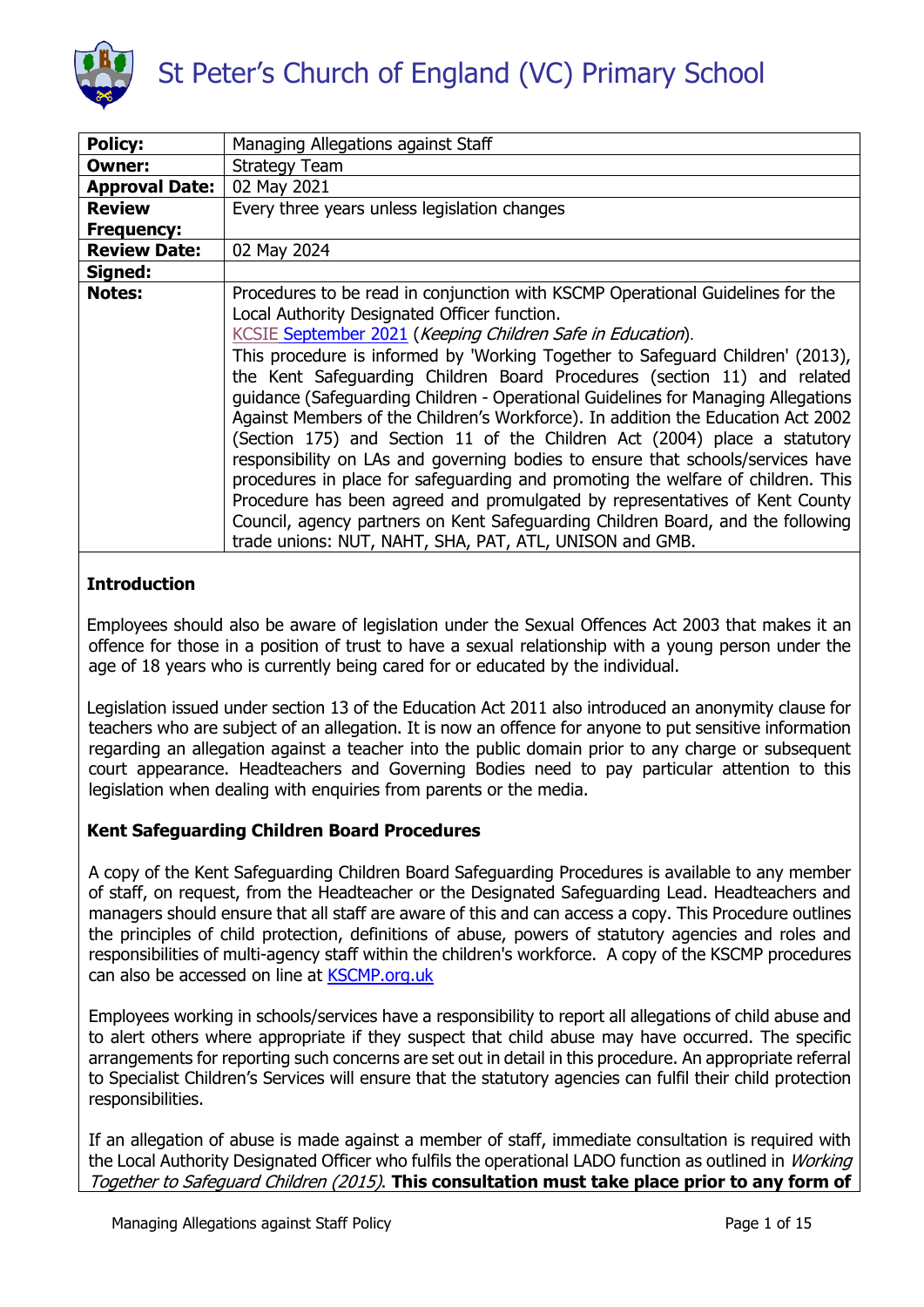# St Peter's Church of England (VC) Primary School

| Policy: | Managing Allegations against Staff |
|---|---|
| Owner: | Strategy Team |
| Approval Date: | 02 May 2021 |
| Review Frequency: | Every three years unless legislation changes |
| Review Date: | 02 May 2024 |
| Signed: | |
| Notes: | Procedures to be read in conjunction with KSCMP Operational Guidelines for the Local Authority Designated Officer function. KCSIE September 2021 (*Keeping Children Safe in Education*). This procedure is informed by 'Working Together to Safeguard Children' (2013), the Kent Safeguarding Children Board Procedures (section 11) and related guidance (Safeguarding Children - Operational Guidelines for Managing Allegations Against Members of the Children's Workforce). In addition the Education Act 2002 (Section 175) and Section 11 of the Children Act (2004) place a statutory responsibility on LAs and governing bodies to ensure that schools/services have procedures in place for safeguarding and promoting the welfare of children. This Procedure has been agreed and promulgated by representatives of Kent County Council, agency partners on Kent Safeguarding Children Board, and the following trade unions: NUT, NAHT, SHA, PAT, ATL, UNISON and GMB. |

## Introduction

Employees should also be aware of legislation under the Sexual Offences Act 2003 that makes it an offence for those in a position of trust to have a sexual relationship with a young person under the age of 18 years who is currently being cared for or educated by the individual.

Legislation issued under section 13 of the Education Act 2011 also introduced an anonymity clause for teachers who are subject of an allegation. It is now an offence for anyone to put sensitive information regarding an allegation against a teacher into the public domain prior to any charge or subsequent court appearance. Headteachers and Governing Bodies need to pay particular attention to this legislation when dealing with enquiries from parents or the media.

## Kent Safeguarding Children Board Procedures

A copy of the Kent Safeguarding Children Board Safeguarding Procedures is available to any member of staff, on request, from the Headteacher or the Designated Safeguarding Lead. Headteachers and managers should ensure that all staff are aware of this and can access a copy. This Procedure outlines the principles of child protection, definitions of abuse, powers of statutory agencies and roles and responsibilities of multi-agency staff within the children's workforce. A copy of the KSCMP procedures can also be accessed on line at KSCMP.org.uk

Employees working in schools/services have a responsibility to report all allegations of child abuse and to alert others where appropriate if they suspect that child abuse may have occurred. The specific arrangements for reporting such concerns are set out in detail in this procedure. An appropriate referral to Specialist Children's Services will ensure that the statutory agencies can fulfil their child protection responsibilities.

If an allegation of abuse is made against a member of staff, immediate consultation is required with the Local Authority Designated Officer who fulfils the operational LADO function as outlined in *Working Together to Safeguard Children (2015)*. **This consultation must take place prior to any form of**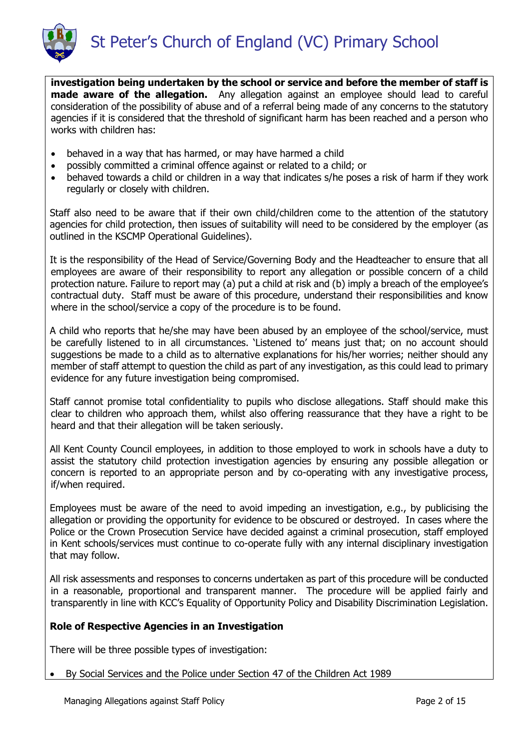**investigation being undertaken by the school or service and before the member of staff is made aware of the allegation.** Any allegation against an employee should lead to careful consideration of the possibility of abuse and of a referral being made of any concerns to the statutory agencies if it is considered that the threshold of significant harm has been reached and a person who works with children has:

- behaved in a way that has harmed, or may have harmed a child
- possibly committed a criminal offence against or related to a child; or
- behaved towards a child or children in a way that indicates s/he poses a risk of harm if they work regularly or closely with children.

Staff also need to be aware that if their own child/children come to the attention of the statutory agencies for child protection, then issues of suitability will need to be considered by the employer (as outlined in the KSCMP Operational Guidelines).

It is the responsibility of the Head of Service/Governing Body and the Headteacher to ensure that all employees are aware of their responsibility to report any allegation or possible concern of a child protection nature. Failure to report may (a) put a child at risk and (b) imply a breach of the employee's contractual duty. Staff must be aware of this procedure, understand their responsibilities and know where in the school/service a copy of the procedure is to be found.

A child who reports that he/she may have been abused by an employee of the school/service, must be carefully listened to in all circumstances. 'Listened to' means just that; on no account should suggestions be made to a child as to alternative explanations for his/her worries; neither should any member of staff attempt to question the child as part of any investigation, as this could lead to primary evidence for any future investigation being compromised.

Staff cannot promise total confidentiality to pupils who disclose allegations. Staff should make this clear to children who approach them, whilst also offering reassurance that they have a right to be heard and that their allegation will be taken seriously.

All Kent County Council employees, in addition to those employed to work in schools have a duty to assist the statutory child protection investigation agencies by ensuring any possible allegation or concern is reported to an appropriate person and by co-operating with any investigative process, if/when required.

Employees must be aware of the need to avoid impeding an investigation, e.g., by publicising the allegation or providing the opportunity for evidence to be obscured or destroyed. In cases where the Police or the Crown Prosecution Service have decided against a criminal prosecution, staff employed in Kent schools/services must continue to co-operate fully with any internal disciplinary investigation that may follow.

All risk assessments and responses to concerns undertaken as part of this procedure will be conducted in a reasonable, proportional and transparent manner. The procedure will be applied fairly and transparently in line with KCC's Equality of Opportunity Policy and Disability Discrimination Legislation.

**Role of Respective Agencies in an Investigation**

There will be three possible types of investigation:

- By Social Services and the Police under Section 47 of the Children Act 1989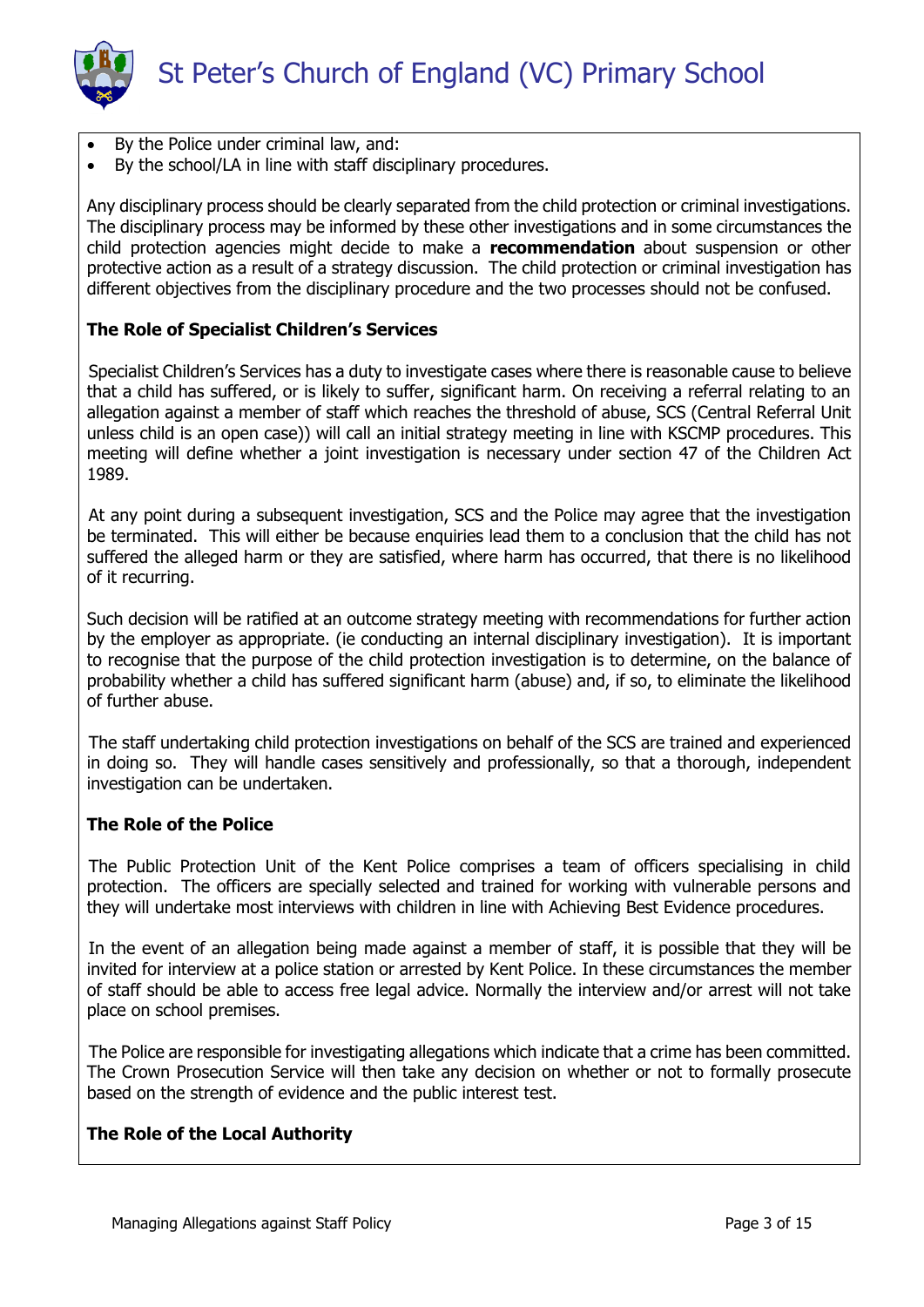- By the Police under criminal law, and:
- By the school/LA in line with staff disciplinary procedures.

Any disciplinary process should be clearly separated from the child protection or criminal investigations. The disciplinary process may be informed by these other investigations and in some circumstances the child protection agencies might decide to make a **recommendation** about suspension or other protective action as a result of a strategy discussion. The child protection or criminal investigation has different objectives from the disciplinary procedure and the two processes should not be confused.

**The Role of Specialist Children's Services**

Specialist Children's Services has a duty to investigate cases where there is reasonable cause to believe that a child has suffered, or is likely to suffer, significant harm. On receiving a referral relating to an allegation against a member of staff which reaches the threshold of abuse, SCS (Central Referral Unit unless child is an open case)) will call an initial strategy meeting in line with KSCMP procedures. This meeting will define whether a joint investigation is necessary under section 47 of the Children Act 1989.

At any point during a subsequent investigation, SCS and the Police may agree that the investigation be terminated. This will either be because enquiries lead them to a conclusion that the child has not suffered the alleged harm or they are satisfied, where harm has occurred, that there is no likelihood of it recurring.

Such decision will be ratified at an outcome strategy meeting with recommendations for further action by the employer as appropriate. (ie conducting an internal disciplinary investigation). It is important to recognise that the purpose of the child protection investigation is to determine, on the balance of probability whether a child has suffered significant harm (abuse) and, if so, to eliminate the likelihood of further abuse.

The staff undertaking child protection investigations on behalf of the SCS are trained and experienced in doing so. They will handle cases sensitively and professionally, so that a thorough, independent investigation can be undertaken.

**The Role of the Police**

The Public Protection Unit of the Kent Police comprises a team of officers specialising in child protection. The officers are specially selected and trained for working with vulnerable persons and they will undertake most interviews with children in line with Achieving Best Evidence procedures.

In the event of an allegation being made against a member of staff, it is possible that they will be invited for interview at a police station or arrested by Kent Police. In these circumstances the member of staff should be able to access free legal advice. Normally the interview and/or arrest will not take place on school premises.

The Police are responsible for investigating allegations which indicate that a crime has been committed. The Crown Prosecution Service will then take any decision on whether or not to formally prosecute based on the strength of evidence and the public interest test.

**The Role of the Local Authority**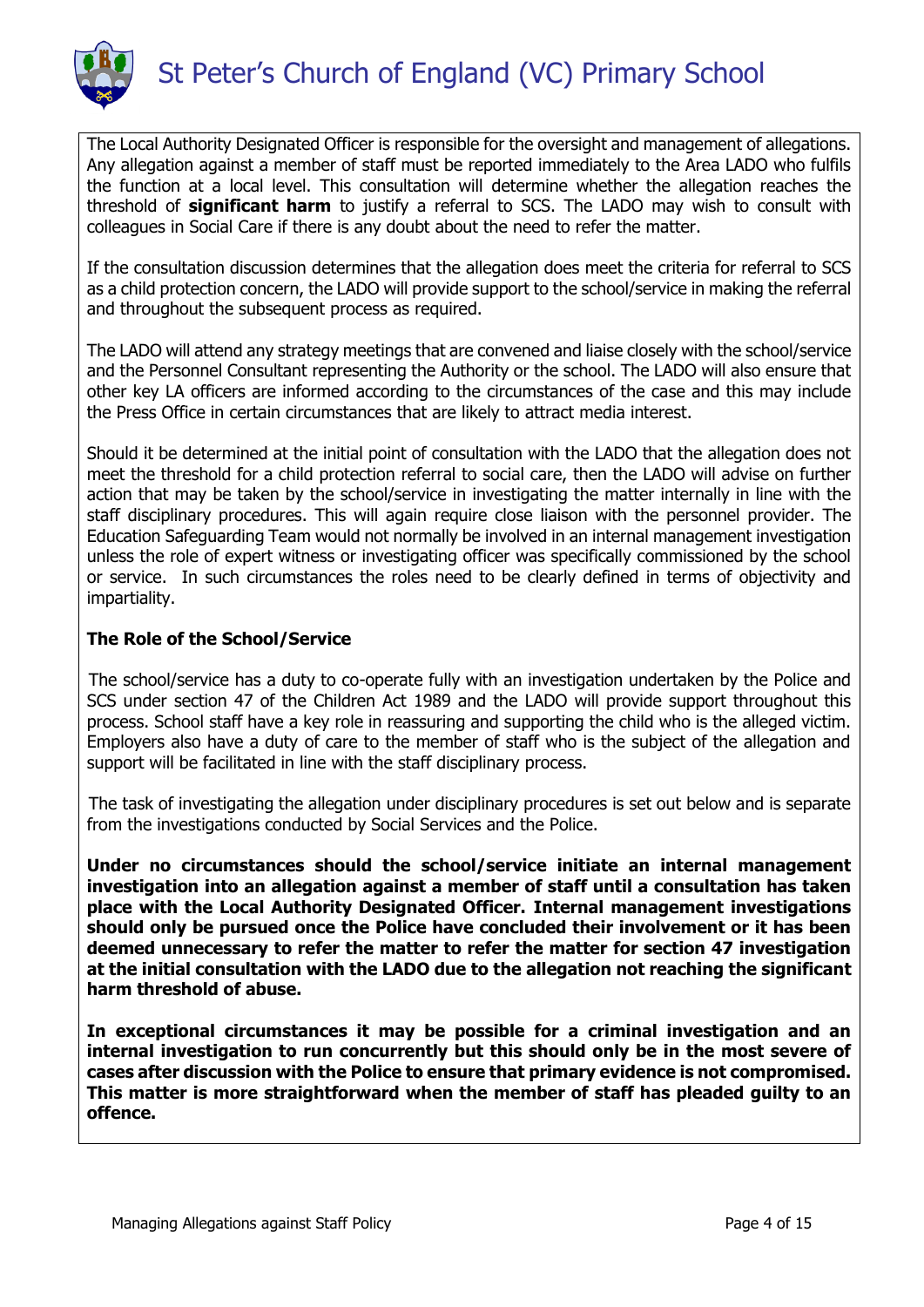The Local Authority Designated Officer is responsible for the oversight and management of allegations. Any allegation against a member of staff must be reported immediately to the Area LADO who fulfils the function at a local level. This consultation will determine whether the allegation reaches the threshold of **significant harm** to justify a referral to SCS. The LADO may wish to consult with colleagues in Social Care if there is any doubt about the need to refer the matter.

If the consultation discussion determines that the allegation does meet the criteria for referral to SCS as a child protection concern, the LADO will provide support to the school/service in making the referral and throughout the subsequent process as required.

The LADO will attend any strategy meetings that are convened and liaise closely with the school/service and the Personnel Consultant representing the Authority or the school. The LADO will also ensure that other key LA officers are informed according to the circumstances of the case and this may include the Press Office in certain circumstances that are likely to attract media interest.

Should it be determined at the initial point of consultation with the LADO that the allegation does not meet the threshold for a child protection referral to social care, then the LADO will advise on further action that may be taken by the school/service in investigating the matter internally in line with the staff disciplinary procedures. This will again require close liaison with the personnel provider. The Education Safeguarding Team would not normally be involved in an internal management investigation unless the role of expert witness or investigating officer was specifically commissioned by the school or service. In such circumstances the roles need to be clearly defined in terms of objectivity and impartiality.

**The Role of the School/Service**

The school/service has a duty to co-operate fully with an investigation undertaken by the Police and SCS under section 47 of the Children Act 1989 and the LADO will provide support throughout this process. School staff have a key role in reassuring and supporting the child who is the alleged victim. Employers also have a duty of care to the member of staff who is the subject of the allegation and support will be facilitated in line with the staff disciplinary process.

The task of investigating the allegation under disciplinary procedures is set out below and is separate from the investigations conducted by Social Services and the Police.

**Under no circumstances should the school/service initiate an internal management investigation into an allegation against a member of staff until a consultation has taken place with the Local Authority Designated Officer. Internal management investigations should only be pursued once the Police have concluded their involvement or it has been deemed unnecessary to refer the matter to refer the matter for section 47 investigation at the initial consultation with the LADO due to the allegation not reaching the significant harm threshold of abuse.**

**In exceptional circumstances it may be possible for a criminal investigation and an internal investigation to run concurrently but this should only be in the most severe of cases after discussion with the Police to ensure that primary evidence is not compromised. This matter is more straightforward when the member of staff has pleaded guilty to an offence.**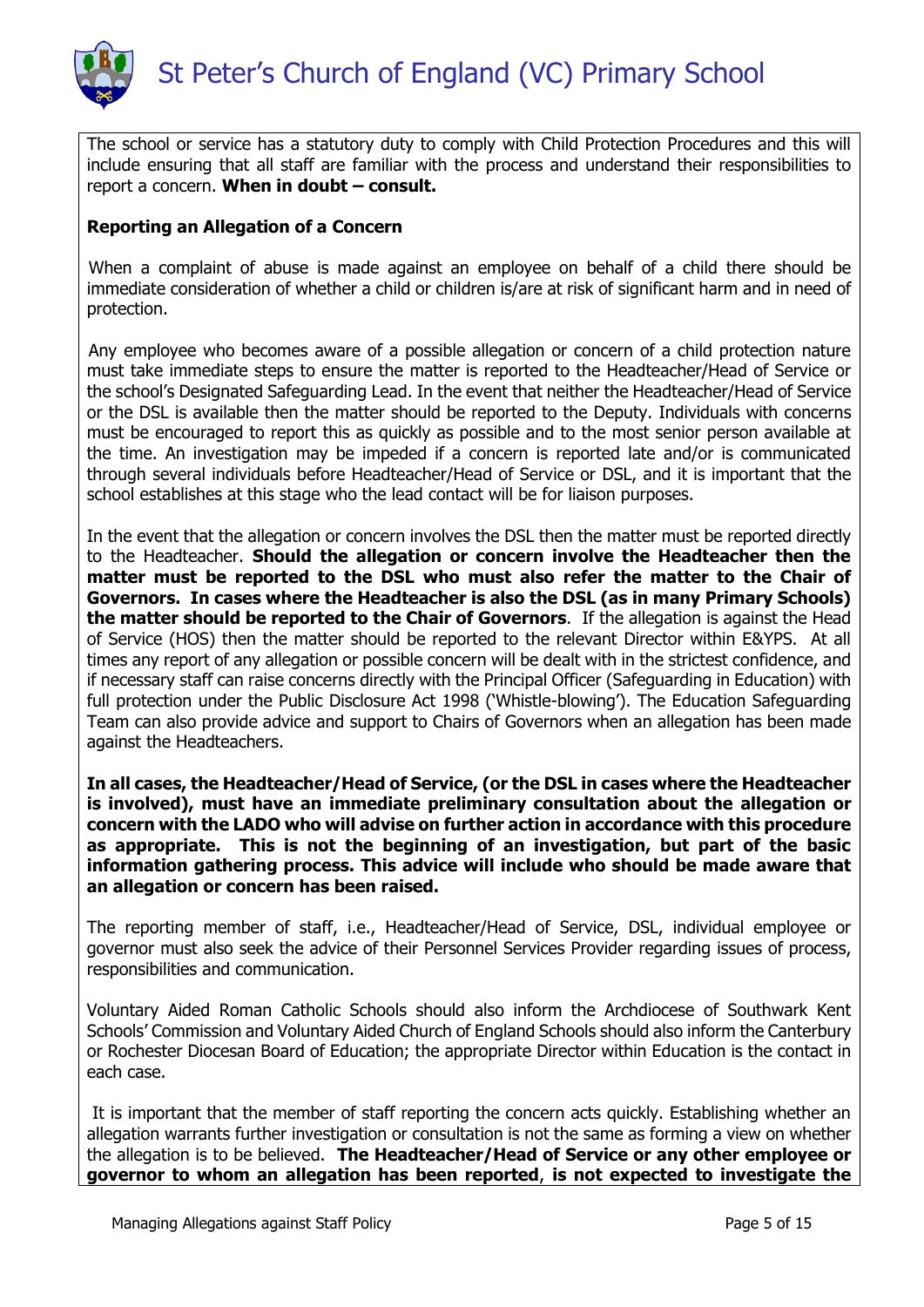The school or service has a statutory duty to comply with Child Protection Procedures and this will include ensuring that all staff are familiar with the process and understand their responsibilities to report a concern. **When in doubt – consult.**

**Reporting an Allegation of a Concern**

When a complaint of abuse is made against an employee on behalf of a child there should be immediate consideration of whether a child or children is/are at risk of significant harm and in need of protection.

Any employee who becomes aware of a possible allegation or concern of a child protection nature must take immediate steps to ensure the matter is reported to the Headteacher/Head of Service or the school's Designated Safeguarding Lead. In the event that neither the Headteacher/Head of Service or the DSL is available then the matter should be reported to the Deputy. Individuals with concerns must be encouraged to report this as quickly as possible and to the most senior person available at the time. An investigation may be impeded if a concern is reported late and/or is communicated through several individuals before Headteacher/Head of Service or DSL, and it is important that the school establishes at this stage who the lead contact will be for liaison purposes.

In the event that the allegation or concern involves the DSL then the matter must be reported directly to the Headteacher. **Should the allegation or concern involve the Headteacher then the matter must be reported to the DSL who must also refer the matter to the Chair of Governors. In cases where the Headteacher is also the DSL (as in many Primary Schools) the matter should be reported to the Chair of Governors**. If the allegation is against the Head of Service (HOS) then the matter should be reported to the relevant Director within E&YPS. At all times any report of any allegation or possible concern will be dealt with in the strictest confidence, and if necessary staff can raise concerns directly with the Principal Officer (Safeguarding in Education) with full protection under the Public Disclosure Act 1998 ('Whistle-blowing'). The Education Safeguarding Team can also provide advice and support to Chairs of Governors when an allegation has been made against the Headteachers.

**In all cases, the Headteacher/Head of Service, (or the DSL in cases where the Headteacher is involved), must have an immediate preliminary consultation about the allegation or concern with the LADO who will advise on further action in accordance with this procedure as appropriate. This is not the beginning of an investigation, but part of the basic information gathering process. This advice will include who should be made aware that an allegation or concern has been raised.**

The reporting member of staff, i.e., Headteacher/Head of Service, DSL, individual employee or governor must also seek the advice of their Personnel Services Provider regarding issues of process, responsibilities and communication.

Voluntary Aided Roman Catholic Schools should also inform the Archdiocese of Southwark Kent Schools' Commission and Voluntary Aided Church of England Schools should also inform the Canterbury or Rochester Diocesan Board of Education; the appropriate Director within Education is the contact in each case.

It is important that the member of staff reporting the concern acts quickly. Establishing whether an allegation warrants further investigation or consultation is not the same as forming a view on whether the allegation is to be believed. **The Headteacher/Head of Service or any other employee or governor to whom an allegation has been reported**, **is not expected to investigate the**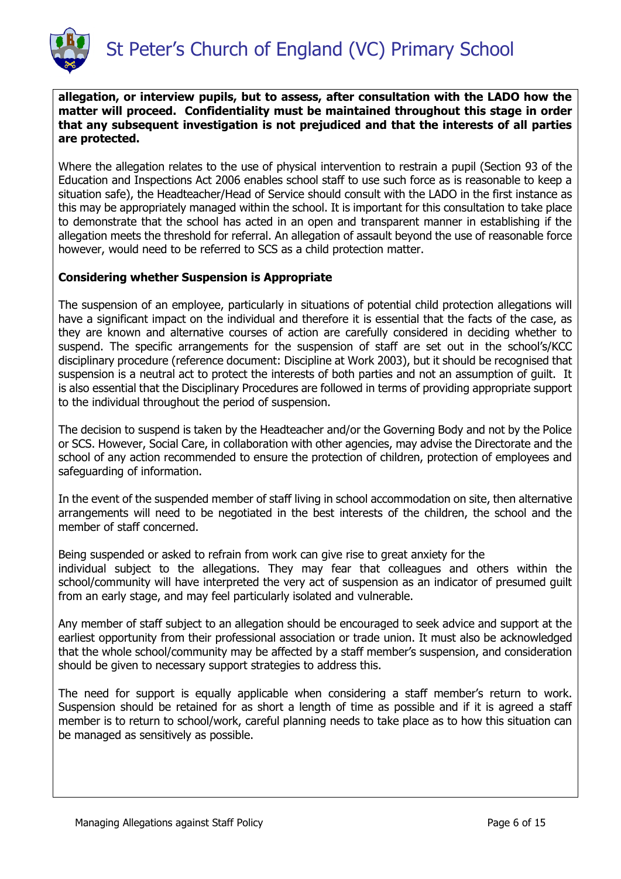**allegation, or interview pupils, but to assess, after consultation with the LADO how the matter will proceed. Confidentiality must be maintained throughout this stage in order that any subsequent investigation is not prejudiced and that the interests of all parties are protected.**

Where the allegation relates to the use of physical intervention to restrain a pupil (Section 93 of the Education and Inspections Act 2006 enables school staff to use such force as is reasonable to keep a situation safe), the Headteacher/Head of Service should consult with the LADO in the first instance as this may be appropriately managed within the school. It is important for this consultation to take place to demonstrate that the school has acted in an open and transparent manner in establishing if the allegation meets the threshold for referral. An allegation of assault beyond the use of reasonable force however, would need to be referred to SCS as a child protection matter.

**Considering whether Suspension is Appropriate**

The suspension of an employee, particularly in situations of potential child protection allegations will have a significant impact on the individual and therefore it is essential that the facts of the case, as they are known and alternative courses of action are carefully considered in deciding whether to suspend. The specific arrangements for the suspension of staff are set out in the school's/KCC disciplinary procedure (reference document: Discipline at Work 2003), but it should be recognised that suspension is a neutral act to protect the interests of both parties and not an assumption of guilt. It is also essential that the Disciplinary Procedures are followed in terms of providing appropriate support to the individual throughout the period of suspension.

The decision to suspend is taken by the Headteacher and/or the Governing Body and not by the Police or SCS. However, Social Care, in collaboration with other agencies, may advise the Directorate and the school of any action recommended to ensure the protection of children, protection of employees and safeguarding of information.

In the event of the suspended member of staff living in school accommodation on site, then alternative arrangements will need to be negotiated in the best interests of the children, the school and the member of staff concerned.

Being suspended or asked to refrain from work can give rise to great anxiety for the individual subject to the allegations. They may fear that colleagues and others within the school/community will have interpreted the very act of suspension as an indicator of presumed guilt from an early stage, and may feel particularly isolated and vulnerable.

Any member of staff subject to an allegation should be encouraged to seek advice and support at the earliest opportunity from their professional association or trade union. It must also be acknowledged that the whole school/community may be affected by a staff member's suspension, and consideration should be given to necessary support strategies to address this.

The need for support is equally applicable when considering a staff member's return to work. Suspension should be retained for as short a length of time as possible and if it is agreed a staff member is to return to school/work, careful planning needs to take place as to how this situation can be managed as sensitively as possible.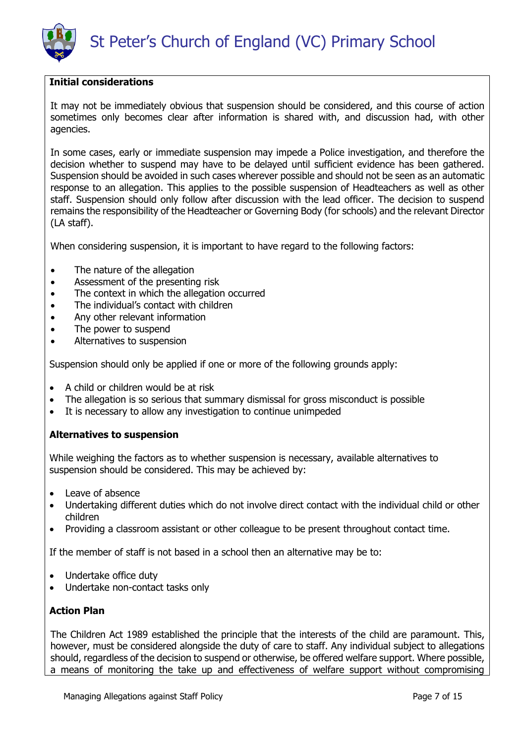**Initial considerations**

It may not be immediately obvious that suspension should be considered, and this course of action sometimes only becomes clear after information is shared with, and discussion had, with other agencies.

In some cases, early or immediate suspension may impede a Police investigation, and therefore the decision whether to suspend may have to be delayed until sufficient evidence has been gathered. Suspension should be avoided in such cases wherever possible and should not be seen as an automatic response to an allegation. This applies to the possible suspension of Headteachers as well as other staff. Suspension should only follow after discussion with the lead officer. The decision to suspend remains the responsibility of the Headteacher or Governing Body (for schools) and the relevant Director (LA staff).

When considering suspension, it is important to have regard to the following factors:

- The nature of the allegation
- Assessment of the presenting risk
- The context in which the allegation occurred
- The individual's contact with children
- Any other relevant information
- The power to suspend
- Alternatives to suspension

Suspension should only be applied if one or more of the following grounds apply:

- A child or children would be at risk
- The allegation is so serious that summary dismissal for gross misconduct is possible
- It is necessary to allow any investigation to continue unimpeded

**Alternatives to suspension**

While weighing the factors as to whether suspension is necessary, available alternatives to suspension should be considered. This may be achieved by:

- Leave of absence
- Undertaking different duties which do not involve direct contact with the individual child or other children
- Providing a classroom assistant or other colleague to be present throughout contact time.

If the member of staff is not based in a school then an alternative may be to:

- Undertake office duty
- Undertake non-contact tasks only

**Action Plan**

The Children Act 1989 established the principle that the interests of the child are paramount. This, however, must be considered alongside the duty of care to staff. Any individual subject to allegations should, regardless of the decision to suspend or otherwise, be offered welfare support. Where possible, a means of monitoring the take up and effectiveness of welfare support without compromising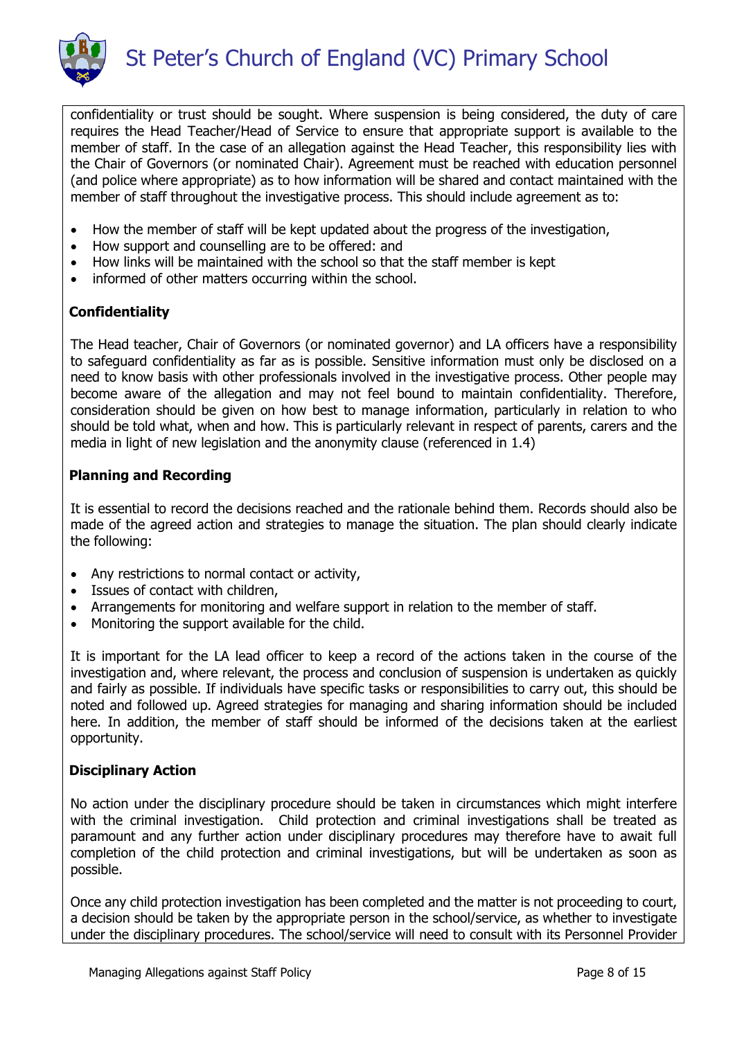confidentiality or trust should be sought. Where suspension is being considered, the duty of care requires the Head Teacher/Head of Service to ensure that appropriate support is available to the member of staff. In the case of an allegation against the Head Teacher, this responsibility lies with the Chair of Governors (or nominated Chair). Agreement must be reached with education personnel (and police where appropriate) as to how information will be shared and contact maintained with the member of staff throughout the investigative process. This should include agreement as to:

- How the member of staff will be kept updated about the progress of the investigation,
- How support and counselling are to be offered: and
- How links will be maintained with the school so that the staff member is kept
- informed of other matters occurring within the school.

**Confidentiality**

The Head teacher, Chair of Governors (or nominated governor) and LA officers have a responsibility to safeguard confidentiality as far as is possible. Sensitive information must only be disclosed on a need to know basis with other professionals involved in the investigative process. Other people may become aware of the allegation and may not feel bound to maintain confidentiality. Therefore, consideration should be given on how best to manage information, particularly in relation to who should be told what, when and how. This is particularly relevant in respect of parents, carers and the media in light of new legislation and the anonymity clause (referenced in 1.4)

**Planning and Recording**

It is essential to record the decisions reached and the rationale behind them. Records should also be made of the agreed action and strategies to manage the situation. The plan should clearly indicate the following:

- Any restrictions to normal contact or activity,
- Issues of contact with children,
- Arrangements for monitoring and welfare support in relation to the member of staff.
- Monitoring the support available for the child.

It is important for the LA lead officer to keep a record of the actions taken in the course of the investigation and, where relevant, the process and conclusion of suspension is undertaken as quickly and fairly as possible. If individuals have specific tasks or responsibilities to carry out, this should be noted and followed up. Agreed strategies for managing and sharing information should be included here. In addition, the member of staff should be informed of the decisions taken at the earliest opportunity.

**Disciplinary Action**

No action under the disciplinary procedure should be taken in circumstances which might interfere with the criminal investigation. Child protection and criminal investigations shall be treated as paramount and any further action under disciplinary procedures may therefore have to await full completion of the child protection and criminal investigations, but will be undertaken as soon as possible.

Once any child protection investigation has been completed and the matter is not proceeding to court, a decision should be taken by the appropriate person in the school/service, as whether to investigate under the disciplinary procedures. The school/service will need to consult with its Personnel Provider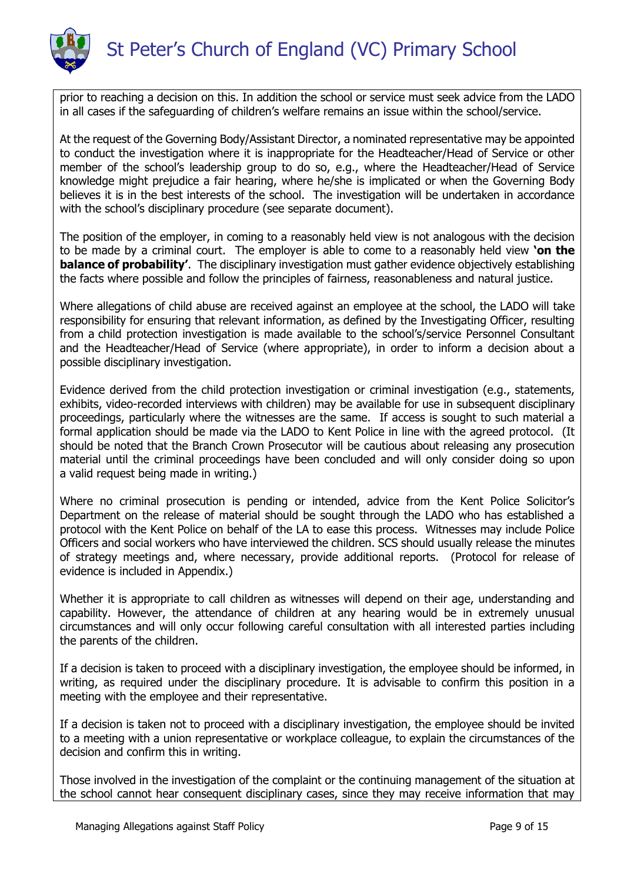prior to reaching a decision on this. In addition the school or service must seek advice from the LADO in all cases if the safeguarding of children's welfare remains an issue within the school/service.

At the request of the Governing Body/Assistant Director, a nominated representative may be appointed to conduct the investigation where it is inappropriate for the Headteacher/Head of Service or other member of the school's leadership group to do so, e.g., where the Headteacher/Head of Service knowledge might prejudice a fair hearing, where he/she is implicated or when the Governing Body believes it is in the best interests of the school. The investigation will be undertaken in accordance with the school's disciplinary procedure (see separate document).

The position of the employer, in coming to a reasonably held view is not analogous with the decision to be made by a criminal court. The employer is able to come to a reasonably held view **'on the balance of probability'**. The disciplinary investigation must gather evidence objectively establishing the facts where possible and follow the principles of fairness, reasonableness and natural justice.

Where allegations of child abuse are received against an employee at the school, the LADO will take responsibility for ensuring that relevant information, as defined by the Investigating Officer, resulting from a child protection investigation is made available to the school's/service Personnel Consultant and the Headteacher/Head of Service (where appropriate), in order to inform a decision about a possible disciplinary investigation.

Evidence derived from the child protection investigation or criminal investigation (e.g., statements, exhibits, video-recorded interviews with children) may be available for use in subsequent disciplinary proceedings, particularly where the witnesses are the same. If access is sought to such material a formal application should be made via the LADO to Kent Police in line with the agreed protocol. (It should be noted that the Branch Crown Prosecutor will be cautious about releasing any prosecution material until the criminal proceedings have been concluded and will only consider doing so upon a valid request being made in writing.)

Where no criminal prosecution is pending or intended, advice from the Kent Police Solicitor's Department on the release of material should be sought through the LADO who has established a protocol with the Kent Police on behalf of the LA to ease this process. Witnesses may include Police Officers and social workers who have interviewed the children. SCS should usually release the minutes of strategy meetings and, where necessary, provide additional reports. (Protocol for release of evidence is included in Appendix.)

Whether it is appropriate to call children as witnesses will depend on their age, understanding and capability. However, the attendance of children at any hearing would be in extremely unusual circumstances and will only occur following careful consultation with all interested parties including the parents of the children.

If a decision is taken to proceed with a disciplinary investigation, the employee should be informed, in writing, as required under the disciplinary procedure. It is advisable to confirm this position in a meeting with the employee and their representative.

If a decision is taken not to proceed with a disciplinary investigation, the employee should be invited to a meeting with a union representative or workplace colleague, to explain the circumstances of the decision and confirm this in writing.

Those involved in the investigation of the complaint or the continuing management of the situation at the school cannot hear consequent disciplinary cases, since they may receive information that may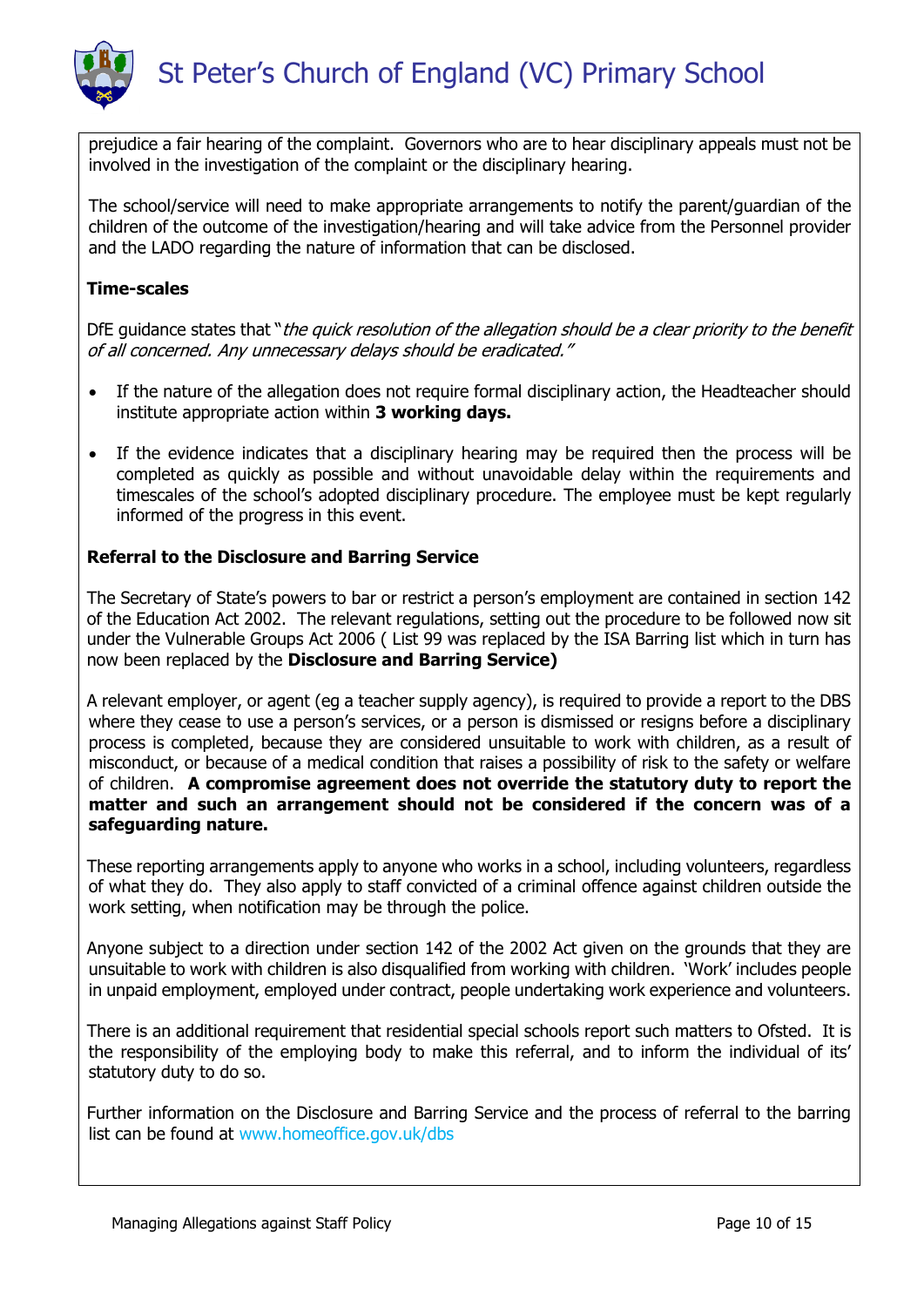prejudice a fair hearing of the complaint. Governors who are to hear disciplinary appeals must not be involved in the investigation of the complaint or the disciplinary hearing.

The school/service will need to make appropriate arrangements to notify the parent/guardian of the children of the outcome of the investigation/hearing and will take advice from the Personnel provider and the LADO regarding the nature of information that can be disclosed.

**Time-scales**

DfE guidance states that "*the quick resolution of the allegation should be a clear priority to the benefit of all concerned. Any unnecessary delays should be eradicated.*"

- If the nature of the allegation does not require formal disciplinary action, the Headteacher should institute appropriate action within **3 working days.**
- If the evidence indicates that a disciplinary hearing may be required then the process will be completed as quickly as possible and without unavoidable delay within the requirements and timescales of the school's adopted disciplinary procedure. The employee must be kept regularly informed of the progress in this event.

**Referral to the Disclosure and Barring Service**

The Secretary of State's powers to bar or restrict a person's employment are contained in section 142 of the Education Act 2002. The relevant regulations, setting out the procedure to be followed now sit under the Vulnerable Groups Act 2006 ( List 99 was replaced by the ISA Barring list which in turn has now been replaced by the **Disclosure and Barring Service)**

A relevant employer, or agent (eg a teacher supply agency), is required to provide a report to the DBS where they cease to use a person's services, or a person is dismissed or resigns before a disciplinary process is completed, because they are considered unsuitable to work with children, as a result of misconduct, or because of a medical condition that raises a possibility of risk to the safety or welfare of children. **A compromise agreement does not override the statutory duty to report the matter and such an arrangement should not be considered if the concern was of a safeguarding nature.**

These reporting arrangements apply to anyone who works in a school, including volunteers, regardless of what they do. They also apply to staff convicted of a criminal offence against children outside the work setting, when notification may be through the police.

Anyone subject to a direction under section 142 of the 2002 Act given on the grounds that they are unsuitable to work with children is also disqualified from working with children. 'Work' includes people in unpaid employment, employed under contract, people undertaking work experience and volunteers.

There is an additional requirement that residential special schools report such matters to Ofsted. It is the responsibility of the employing body to make this referral, and to inform the individual of its' statutory duty to do so.

Further information on the Disclosure and Barring Service and the process of referral to the barring list can be found at www.homeoffice.gov.uk/dbs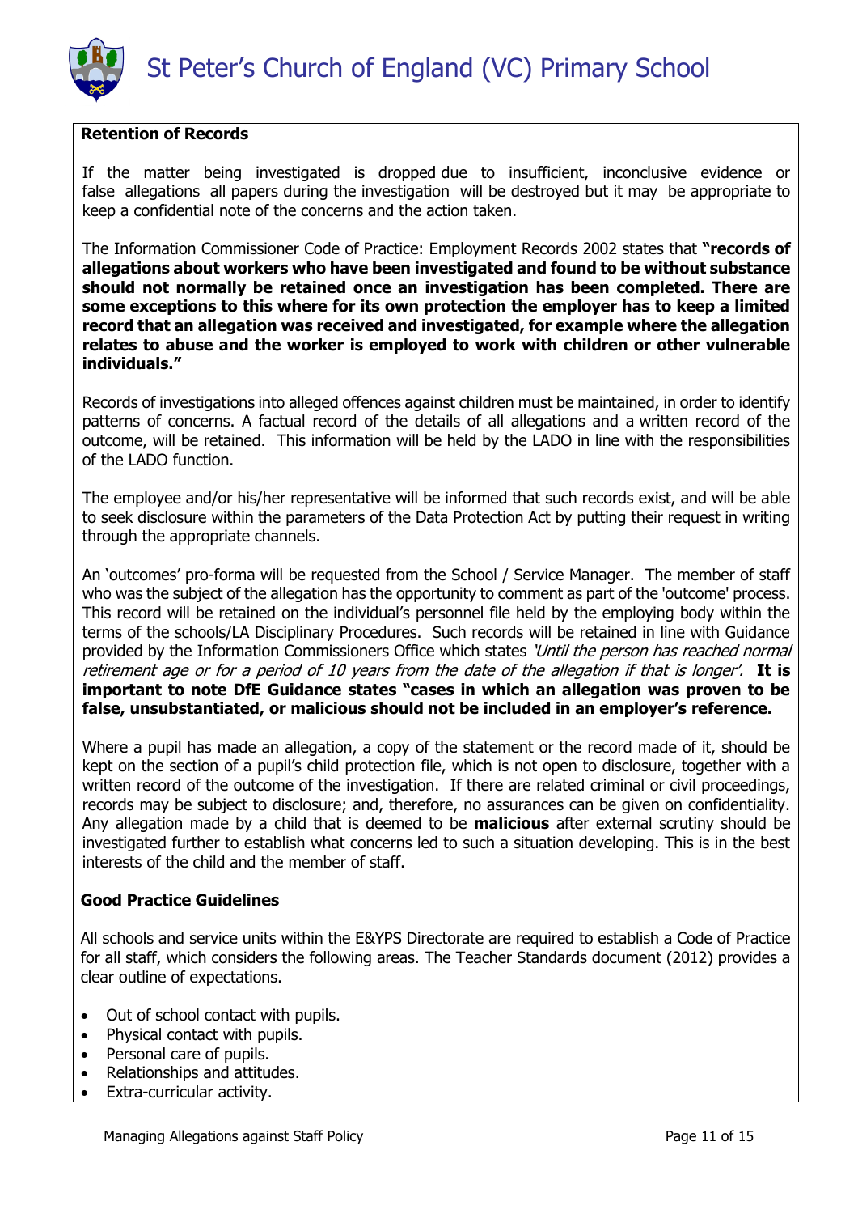**Retention of Records**

If the matter being investigated is dropped due to insufficient, inconclusive evidence or false allegations all papers during the investigation will be destroyed but it may be appropriate to keep a confidential note of the concerns and the action taken.

The Information Commissioner Code of Practice: Employment Records 2002 states that **"records of allegations about workers who have been investigated and found to be without substance should not normally be retained once an investigation has been completed. There are some exceptions to this where for its own protection the employer has to keep a limited record that an allegation was received and investigated, for example where the allegation relates to abuse and the worker is employed to work with children or other vulnerable individuals."**

Records of investigations into alleged offences against children must be maintained, in order to identify patterns of concerns. A factual record of the details of all allegations and a written record of the outcome, will be retained. This information will be held by the LADO in line with the responsibilities of the LADO function.

The employee and/or his/her representative will be informed that such records exist, and will be able to seek disclosure within the parameters of the Data Protection Act by putting their request in writing through the appropriate channels.

An 'outcomes' pro-forma will be requested from the School / Service Manager. The member of staff who was the subject of the allegation has the opportunity to comment as part of the 'outcome' process. This record will be retained on the individual's personnel file held by the employing body within the terms of the schools/LA Disciplinary Procedures. Such records will be retained in line with Guidance provided by the Information Commissioners Office which states *'Until the person has reached normal retirement age or for a period of 10 years from the date of the allegation if that is longer'.* **It is important to note DfE Guidance states "cases in which an allegation was proven to be false, unsubstantiated, or malicious should not be included in an employer's reference.**

Where a pupil has made an allegation, a copy of the statement or the record made of it, should be kept on the section of a pupil's child protection file, which is not open to disclosure, together with a written record of the outcome of the investigation. If there are related criminal or civil proceedings, records may be subject to disclosure; and, therefore, no assurances can be given on confidentiality. Any allegation made by a child that is deemed to be **malicious** after external scrutiny should be investigated further to establish what concerns led to such a situation developing. This is in the best interests of the child and the member of staff.

**Good Practice Guidelines**

All schools and service units within the E&YPS Directorate are required to establish a Code of Practice for all staff, which considers the following areas. The Teacher Standards document (2012) provides a clear outline of expectations.

- Out of school contact with pupils.
- Physical contact with pupils.
- Personal care of pupils.
- Relationships and attitudes.
- Extra-curricular activity.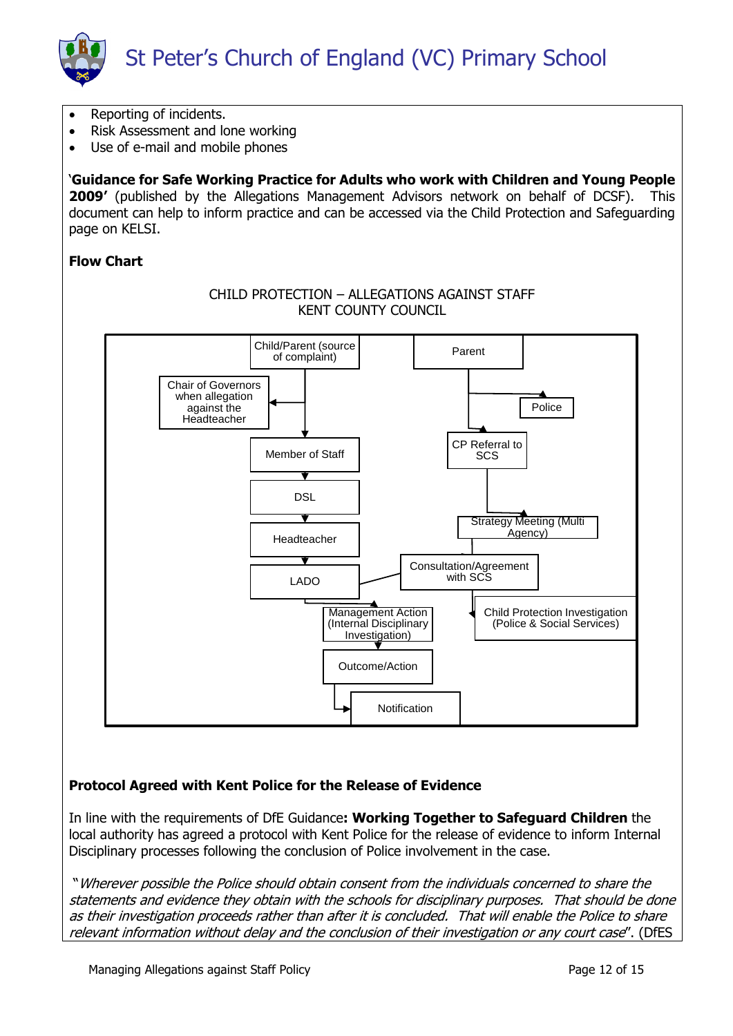- Reporting of incidents.
- Risk Assessment and lone working
- Use of e-mail and mobile phones

'**Guidance for Safe Working Practice for Adults who work with Children and Young People 2009'** (published by the Allegations Management Advisors network on behalf of DCSF). This document can help to inform practice and can be accessed via the Child Protection and Safeguarding page on KELSI.

**Flow Chart**

CHILD PROTECTION – ALLEGATIONS AGAINST STAFF
KENT COUNTY COUNCIL

Child/Parent (source of complaint)

Chair of Governors when allegation against the Headteacher

Member of Staff

DSL

Headteacher

LADO

Management Action (Internal Disciplinary Investigation)

Outcome/Action

Notification

Parent

Police

CP Referral to SCS

Strategy Meeting (Multi Agency)

Consultation/Agreement with SCS

Child Protection Investigation (Police & Social Services)

**Protocol Agreed with Kent Police for the Release of Evidence**

In line with the requirements of DfE Guidance**: Working Together to Safeguard Children** the local authority has agreed a protocol with Kent Police for the release of evidence to inform Internal Disciplinary processes following the conclusion of Police involvement in the case.

"*Wherever possible the Police should obtain consent from the individuals concerned to share the statements and evidence they obtain with the schools for disciplinary purposes. That should be done as their investigation proceeds rather than after it is concluded. That will enable the Police to share relevant information without delay and the conclusion of their investigation or any court case*". (DfES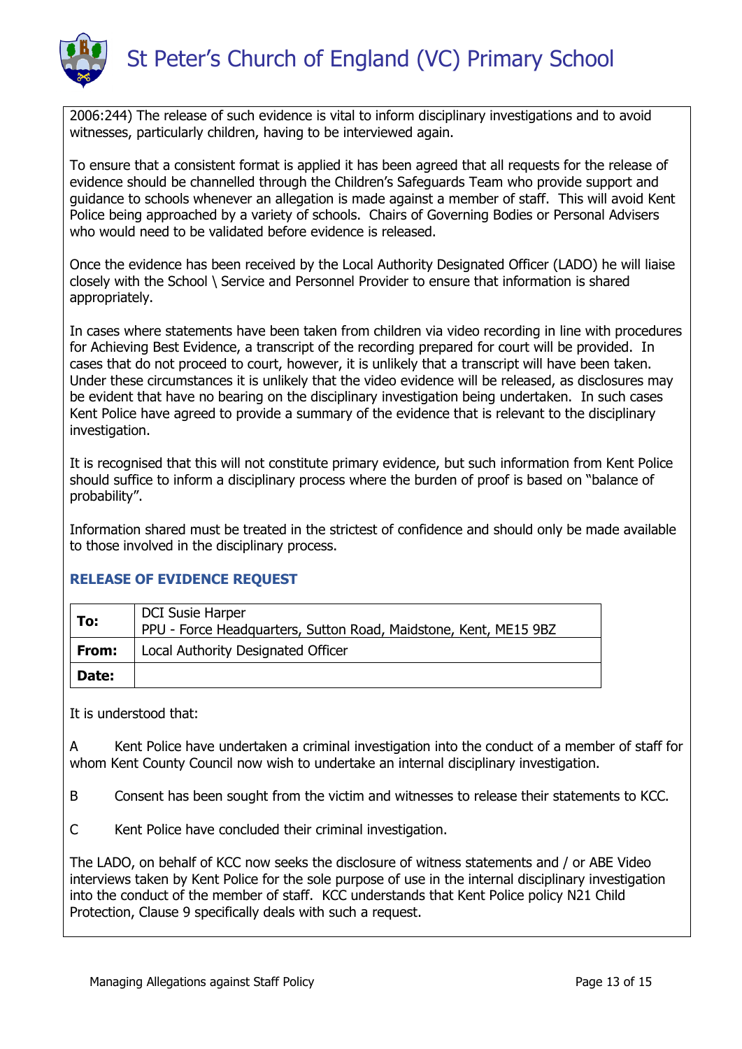2006:244) The release of such evidence is vital to inform disciplinary investigations and to avoid witnesses, particularly children, having to be interviewed again.

To ensure that a consistent format is applied it has been agreed that all requests for the release of evidence should be channelled through the Children's Safeguards Team who provide support and guidance to schools whenever an allegation is made against a member of staff. This will avoid Kent Police being approached by a variety of schools. Chairs of Governing Bodies or Personal Advisers who would need to be validated before evidence is released.

Once the evidence has been received by the Local Authority Designated Officer (LADO) he will liaise closely with the School \ Service and Personnel Provider to ensure that information is shared appropriately.

In cases where statements have been taken from children via video recording in line with procedures for Achieving Best Evidence, a transcript of the recording prepared for court will be provided. In cases that do not proceed to court, however, it is unlikely that a transcript will have been taken. Under these circumstances it is unlikely that the video evidence will be released, as disclosures may be evident that have no bearing on the disciplinary investigation being undertaken. In such cases Kent Police have agreed to provide a summary of the evidence that is relevant to the disciplinary investigation.

It is recognised that this will not constitute primary evidence, but such information from Kent Police should suffice to inform a disciplinary process where the burden of proof is based on "balance of probability".

Information shared must be treated in the strictest of confidence and should only be made available to those involved in the disciplinary process.

### RELEASE OF EVIDENCE REQUEST

| | |
|---|---|
| **To:** | DCI Susie Harper<br>PPU - Force Headquarters, Sutton Road, Maidstone, Kent, ME15 9BZ |
| **From:** | Local Authority Designated Officer |
| **Date:** | |

It is understood that:

A Kent Police have undertaken a criminal investigation into the conduct of a member of staff for whom Kent County Council now wish to undertake an internal disciplinary investigation.

B Consent has been sought from the victim and witnesses to release their statements to KCC.

C Kent Police have concluded their criminal investigation.

The LADO, on behalf of KCC now seeks the disclosure of witness statements and / or ABE Video interviews taken by Kent Police for the sole purpose of use in the internal disciplinary investigation into the conduct of the member of staff. KCC understands that Kent Police policy N21 Child Protection, Clause 9 specifically deals with such a request.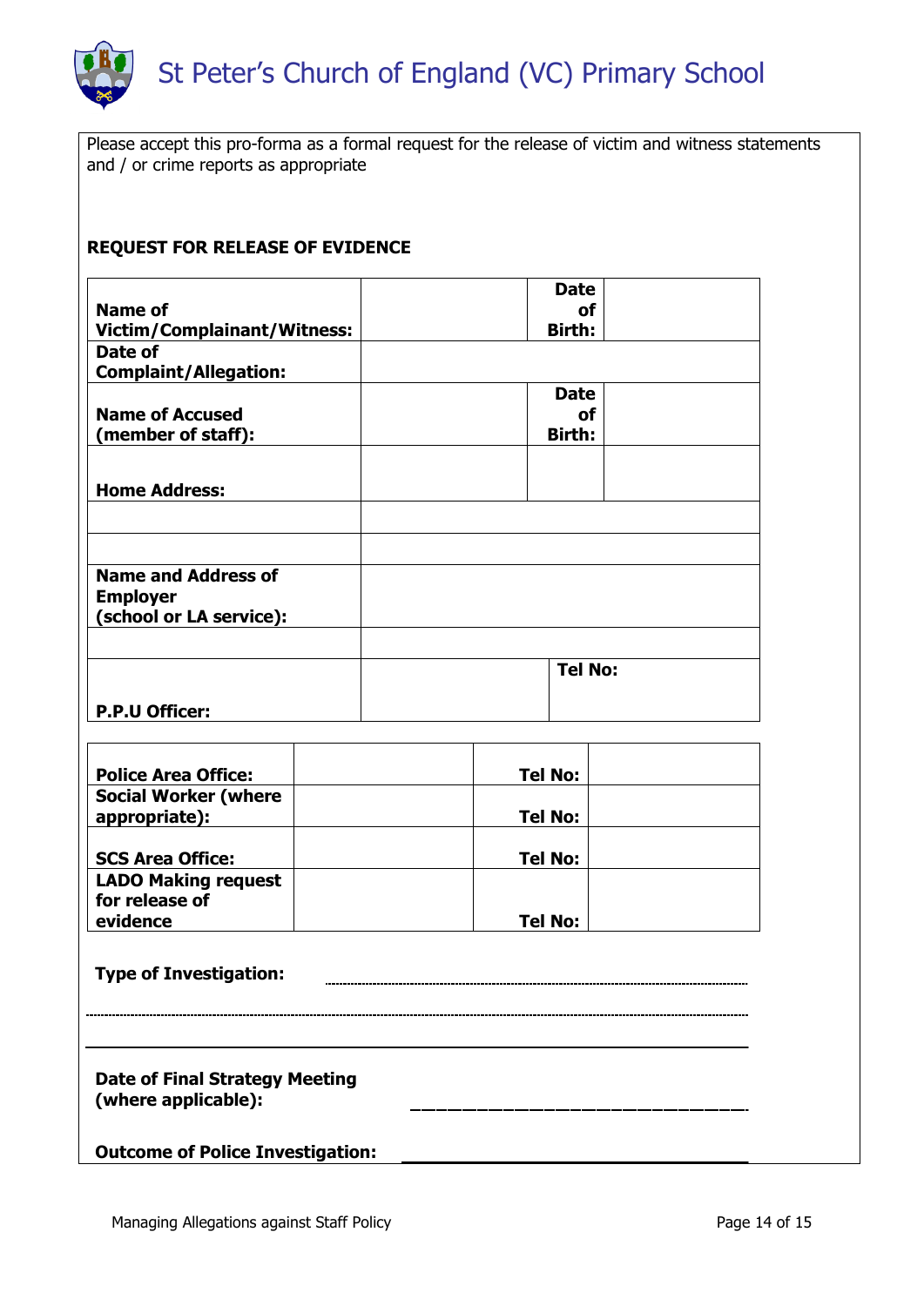# St Peter's Church of England (VC) Primary School

Please accept this pro-forma as a formal request for the release of victim and witness statements and / or crime reports as appropriate

**REQUEST FOR RELEASE OF EVIDENCE**

| | | | |
|---|---|---|---|
| **Name of Victim/Complainant/Witness:** | | **Date of Birth:** | |
| **Date of Complaint/Allegation:** | | | |
| **Name of Accused (member of staff):** | | **Date of Birth:** | |
| **Home Address:** | | | |
| | | | |
| | | | |
| **Name and Address of Employer (school or LA service):** | | | |
| | | | |
| **P.P.U Officer:** | | **Tel No:** | |

| | | | |
|---|---|---|---|
| **Police Area Office:** | | **Tel No:** | |
| **Social Worker (where appropriate):** | | **Tel No:** | |
| **SCS Area Office:** | | **Tel No:** | |
| **LADO Making request for release of evidence** | | **Tel No:** | |

**Type of Investigation:** ____________________________________________

______________________________________________________________________

______________________________________________________________________

**Date of Final Strategy Meeting (where applicable):** ______________________________

**Outcome of Police Investigation:** ______________________________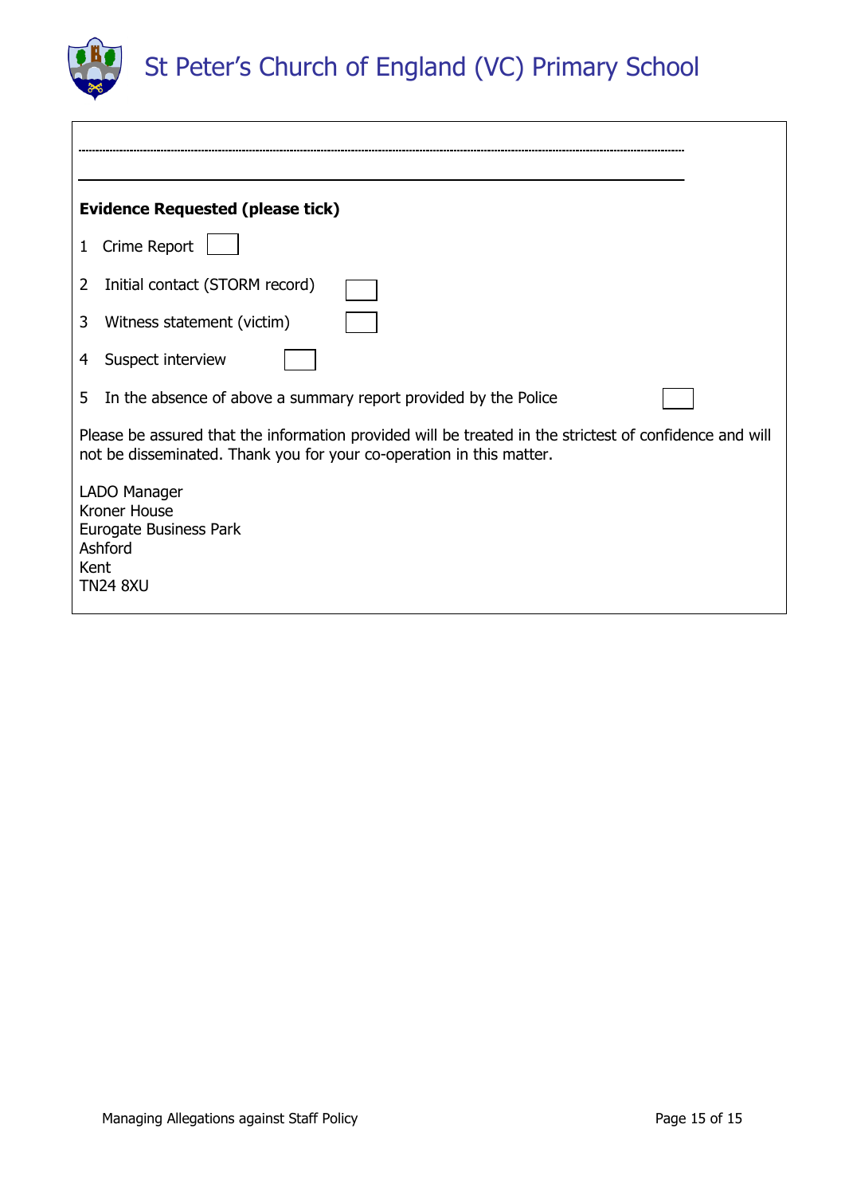**Evidence Requested (please tick)**

1 Crime Report ☐

2 Initial contact (STORM record) ☐

3 Witness statement (victim) ☐

4 Suspect interview ☐

5 In the absence of above a summary report provided by the Police ☐

Please be assured that the information provided will be treated in the strictest of confidence and will not be disseminated. Thank you for your co-operation in this matter.

LADO Manager
Kroner House
Eurogate Business Park
Ashford
Kent
TN24 8XU